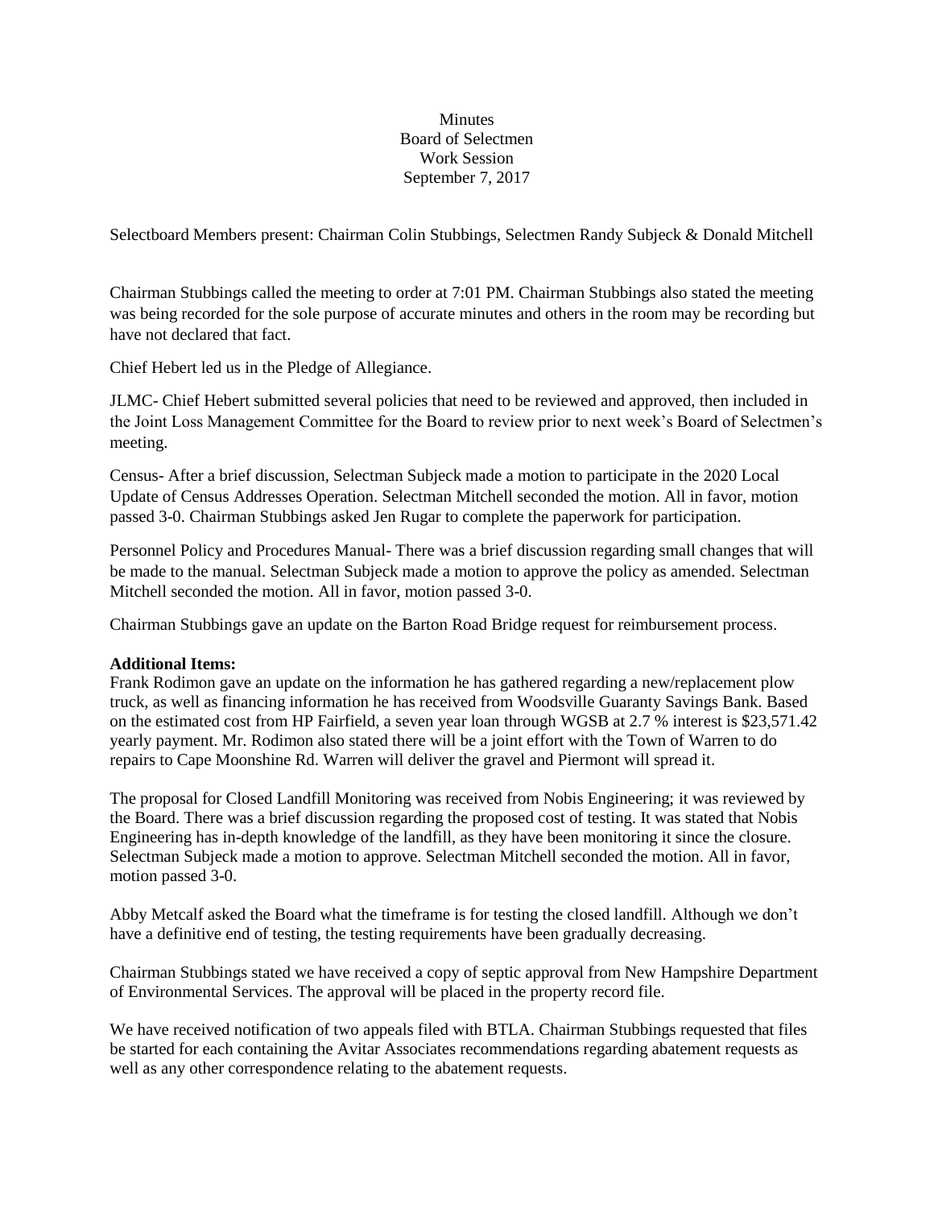Minutes
Board of Selectmen
Work Session
September 7, 2017

Selectboard Members present: Chairman Colin Stubbings, Selectmen Randy Subjeck & Donald Mitchell

Chairman Stubbings called the meeting to order at 7:01 PM. Chairman Stubbings also stated the meeting was being recorded for the sole purpose of accurate minutes and others in the room may be recording but have not declared that fact.

Chief Hebert led us in the Pledge of Allegiance.

JLMC- Chief Hebert submitted several policies that need to be reviewed and approved, then included in the Joint Loss Management Committee for the Board to review prior to next week's Board of Selectmen's meeting.

Census- After a brief discussion, Selectman Subjeck made a motion to participate in the 2020 Local Update of Census Addresses Operation. Selectman Mitchell seconded the motion. All in favor, motion passed 3-0. Chairman Stubbings asked Jen Rugar to complete the paperwork for participation.

Personnel Policy and Procedures Manual- There was a brief discussion regarding small changes that will be made to the manual. Selectman Subjeck made a motion to approve the policy as amended. Selectman Mitchell seconded the motion. All in favor, motion passed 3-0.

Chairman Stubbings gave an update on the Barton Road Bridge request for reimbursement process.

**Additional Items:**
Frank Rodimon gave an update on the information he has gathered regarding a new/replacement plow truck, as well as financing information he has received from Woodsville Guaranty Savings Bank. Based on the estimated cost from HP Fairfield, a seven year loan through WGSB at 2.7 % interest is $23,571.42 yearly payment. Mr. Rodimon also stated there will be a joint effort with the Town of Warren to do repairs to Cape Moonshine Rd. Warren will deliver the gravel and Piermont will spread it.

The proposal for Closed Landfill Monitoring was received from Nobis Engineering; it was reviewed by the Board. There was a brief discussion regarding the proposed cost of testing. It was stated that Nobis Engineering has in-depth knowledge of the landfill, as they have been monitoring it since the closure. Selectman Subjeck made a motion to approve. Selectman Mitchell seconded the motion. All in favor, motion passed 3-0.

Abby Metcalf asked the Board what the timeframe is for testing the closed landfill. Although we don't have a definitive end of testing, the testing requirements have been gradually decreasing.

Chairman Stubbings stated we have received a copy of septic approval from New Hampshire Department of Environmental Services. The approval will be placed in the property record file.

We have received notification of two appeals filed with BTLA. Chairman Stubbings requested that files be started for each containing the Avitar Associates recommendations regarding abatement requests as well as any other correspondence relating to the abatement requests.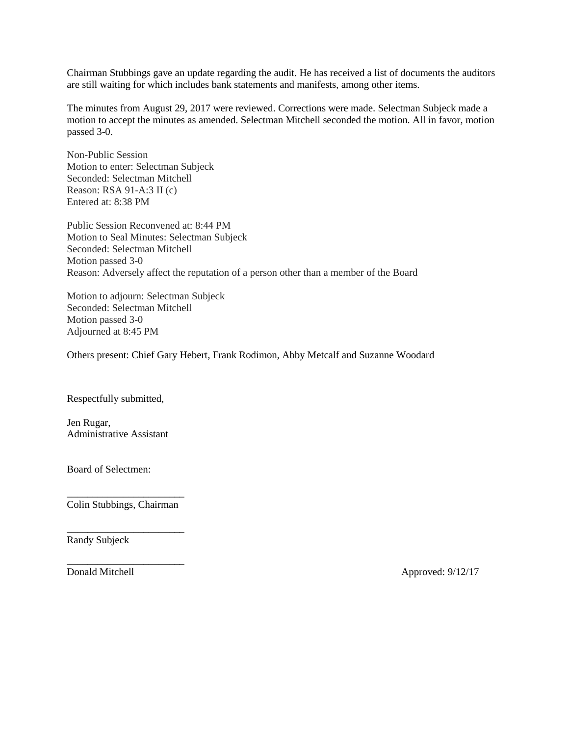Chairman Stubbings gave an update regarding the audit. He has received a list of documents the auditors are still waiting for which includes bank statements and manifests, among other items.

The minutes from August 29, 2017 were reviewed. Corrections were made. Selectman Subjeck made a motion to accept the minutes as amended. Selectman Mitchell seconded the motion. All in favor, motion passed 3-0.

Non-Public Session
Motion to enter: Selectman Subjeck
Seconded: Selectman Mitchell
Reason: RSA 91-A:3 II (c)
Entered at: 8:38 PM

Public Session Reconvened at: 8:44 PM
Motion to Seal Minutes: Selectman Subjeck
Seconded: Selectman Mitchell
Motion passed 3-0
Reason: Adversely affect the reputation of a person other than a member of the Board

Motion to adjourn: Selectman Subjeck
Seconded: Selectman Mitchell
Motion passed 3-0
Adjourned at 8:45 PM

Others present: Chief Gary Hebert, Frank Rodimon, Abby Metcalf and Suzanne Woodard

Respectfully submitted,

Jen Rugar,
Administrative Assistant

Board of Selectmen:

_______________________
Colin Stubbings, Chairman

_______________________
Randy Subjeck

_______________________
Donald Mitchell

Approved: 9/12/17